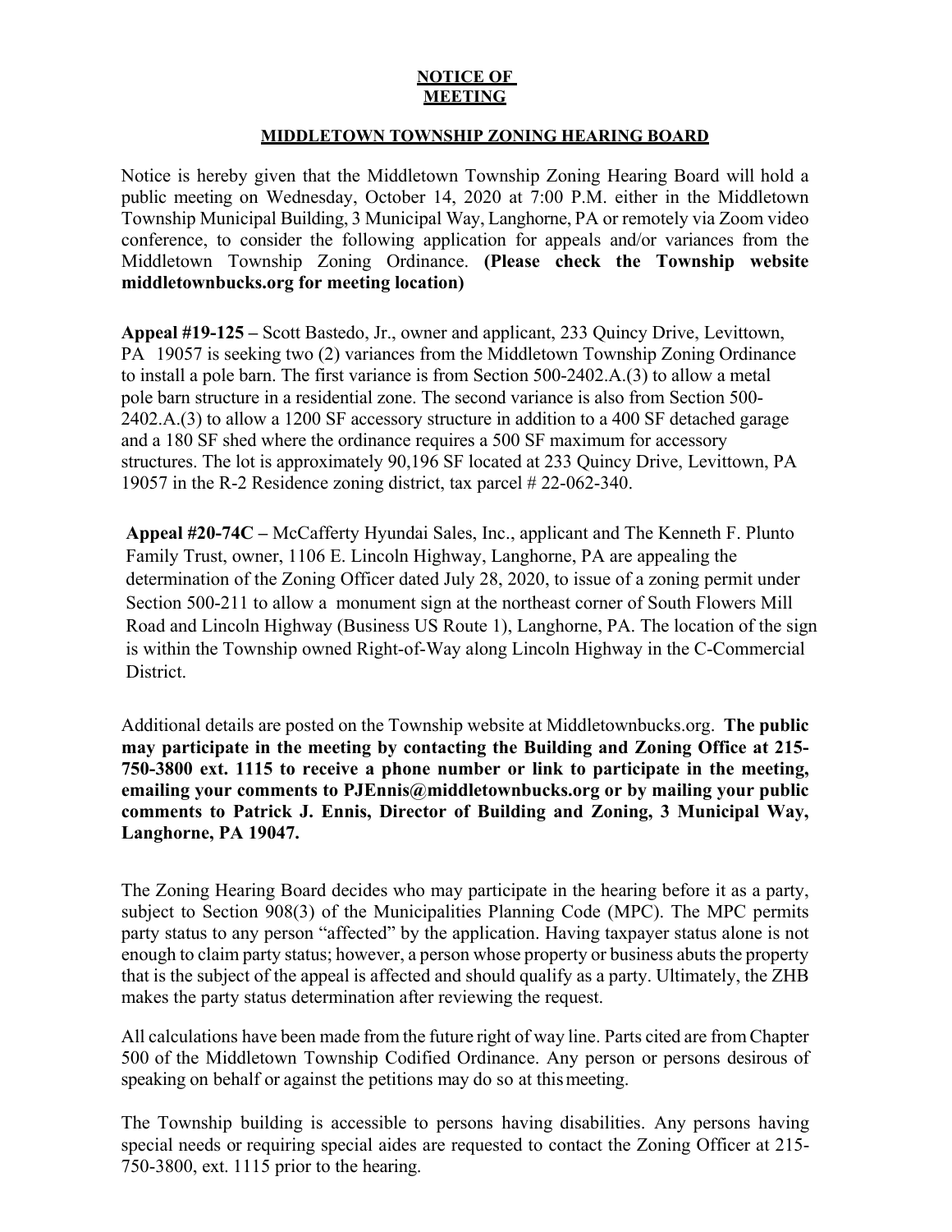# NOTICE OF MEETING

## MIDDLETOWN TOWNSHIP ZONING HEARING BOARD

Notice is hereby given that the Middletown Township Zoning Hearing Board will hold a public meeting on Wednesday, October 14, 2020 at 7:00 P.M. either in the Middletown Township Municipal Building, 3 Municipal Way, Langhorne, PA or remotely via Zoom video conference, to consider the following application for appeals and/or variances from the Middletown Township Zoning Ordinance. **(Please check the Township website middletownbucks.org for meeting location)**

**Appeal #19-125 –** Scott Bastedo, Jr., owner and applicant, 233 Quincy Drive, Levittown, PA 19057 is seeking two (2) variances from the Middletown Township Zoning Ordinance to install a pole barn. The first variance is from Section 500-2402.A.(3) to allow a metal pole barn structure in a residential zone. The second variance is also from Section 500-2402.A.(3) to allow a 1200 SF accessory structure in addition to a 400 SF detached garage and a 180 SF shed where the ordinance requires a 500 SF maximum for accessory structures. The lot is approximately 90,196 SF located at 233 Quincy Drive, Levittown, PA 19057 in the R-2 Residence zoning district, tax parcel # 22-062-340.

**Appeal #20-74C –** McCafferty Hyundai Sales, Inc., applicant and The Kenneth F. Plunto Family Trust, owner, 1106 E. Lincoln Highway, Langhorne, PA are appealing the determination of the Zoning Officer dated July 28, 2020, to issue of a zoning permit under Section 500-211 to allow a monument sign at the northeast corner of South Flowers Mill Road and Lincoln Highway (Business US Route 1), Langhorne, PA. The location of the sign is within the Township owned Right-of-Way along Lincoln Highway in the C-Commercial District.

Additional details are posted on the Township website at Middletownbucks.org. **The public may participate in the meeting by contacting the Building and Zoning Office at 215-750-3800 ext. 1115 to receive a phone number or link to participate in the meeting, emailing your comments to PJEnnis@middletownbucks.org or by mailing your public comments to Patrick J. Ennis, Director of Building and Zoning, 3 Municipal Way, Langhorne, PA 19047.**

The Zoning Hearing Board decides who may participate in the hearing before it as a party, subject to Section 908(3) of the Municipalities Planning Code (MPC). The MPC permits party status to any person "affected" by the application. Having taxpayer status alone is not enough to claim party status; however, a person whose property or business abuts the property that is the subject of the appeal is affected and should qualify as a party. Ultimately, the ZHB makes the party status determination after reviewing the request.

All calculations have been made from the future right of way line. Parts cited are from Chapter 500 of the Middletown Township Codified Ordinance. Any person or persons desirous of speaking on behalf or against the petitions may do so at this meeting.

The Township building is accessible to persons having disabilities. Any persons having special needs or requiring special aides are requested to contact the Zoning Officer at 215-750-3800, ext. 1115 prior to the hearing.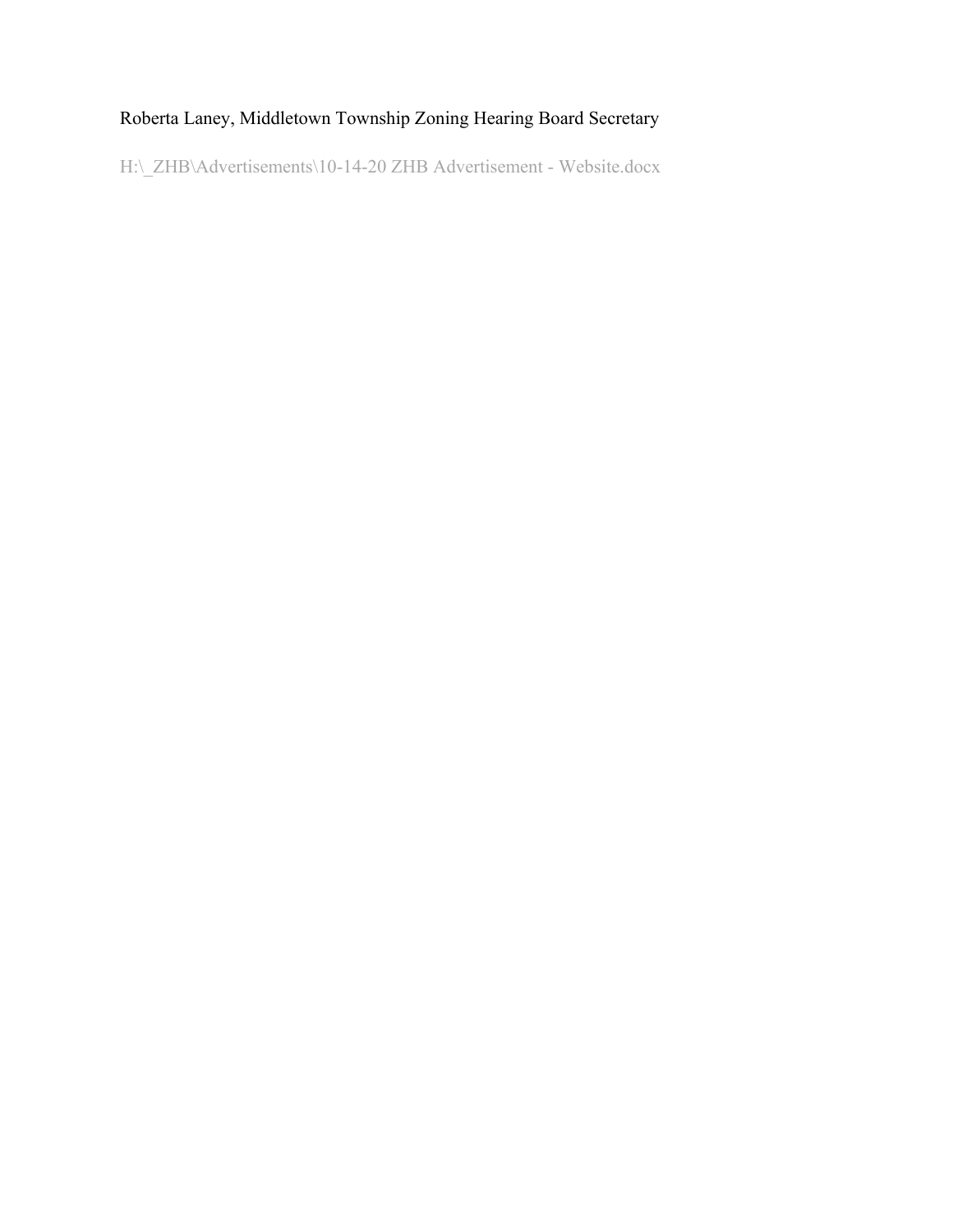Roberta Laney, Middletown Township Zoning Hearing Board Secretary

H:\_ZHB\Advertisements\10-14-20 ZHB Advertisement - Website.docx